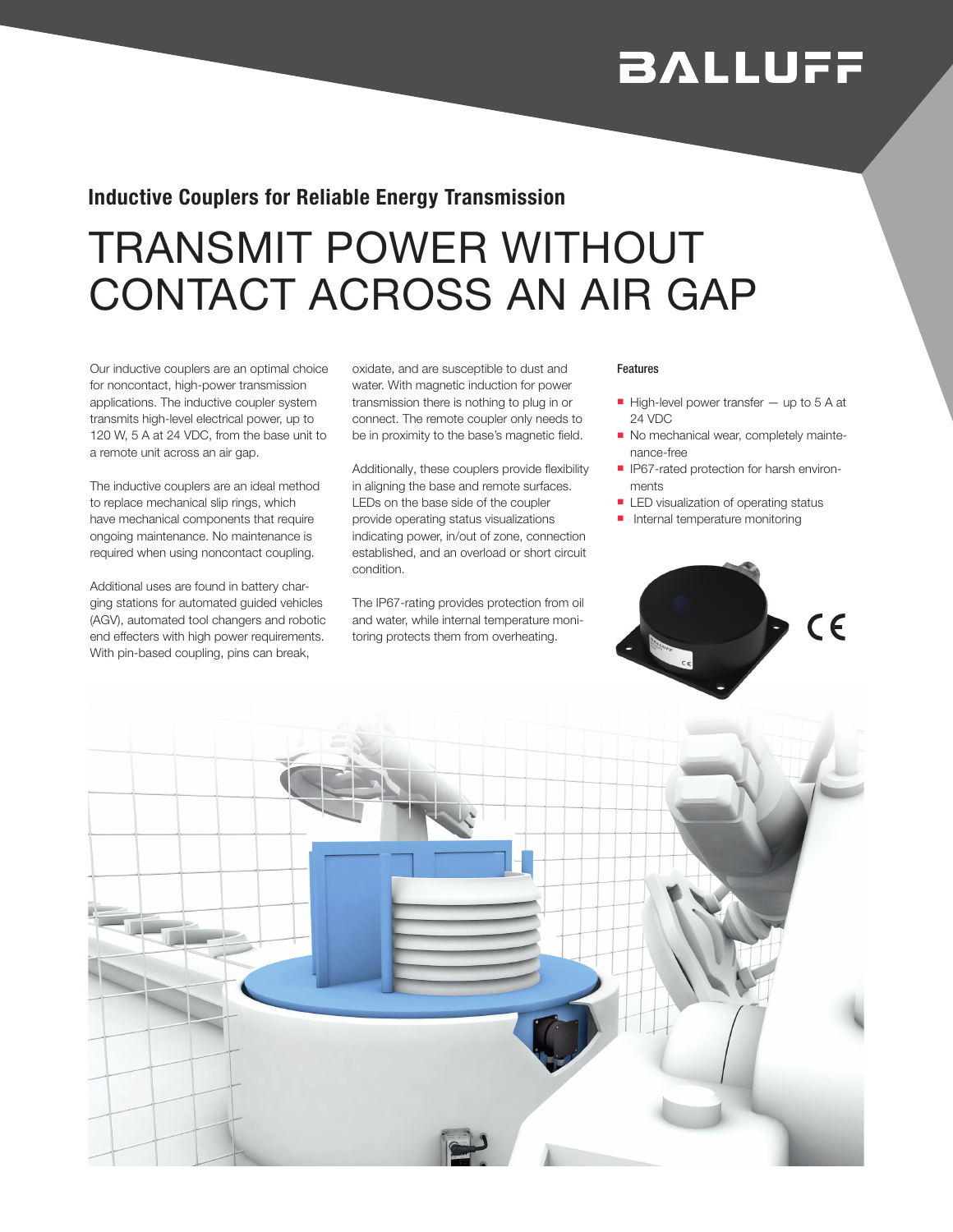BALLUFF

## Inductive Couplers for Reliable Energy Transmission

# TRANSMIT POWER WITHOUT CONTACT ACROSS AN AIR GAP

Our inductive couplers are an optimal choice for noncontact, high-power transmission applications. The inductive coupler system transmits high-level electrical power, up to 120 W, 5 A at 24 VDC, from the base unit to a remote unit across an air gap.

The inductive couplers are an ideal method to replace mechanical slip rings, which have mechanical components that require ongoing maintenance. No maintenance is required when using noncontact coupling.

Additional uses are found in battery charging stations for automated guided vehicles (AGV), automated tool changers and robotic end effecters with high power requirements. With pin-based coupling, pins can break, oxidate, and are susceptible to dust and water. With magnetic induction for power transmission there is nothing to plug in or connect. The remote coupler only needs to be in proximity to the base's magnetic field.

Additionally, these couplers provide flexibility in aligning the base and remote surfaces. LEDs on the base side of the coupler provide operating status visualizations indicating power, in/out of zone, connection established, and an overload or short circuit condition.

The IP67-rating provides protection from oil and water, while internal temperature monitoring protects them from overheating.

### Features

- High-level power transfer — up to 5 A at 24 VDC
- No mechanical wear, completely maintenance-free
- IP67-rated protection for harsh environments
- LED visualization of operating status
- Internal temperature monitoring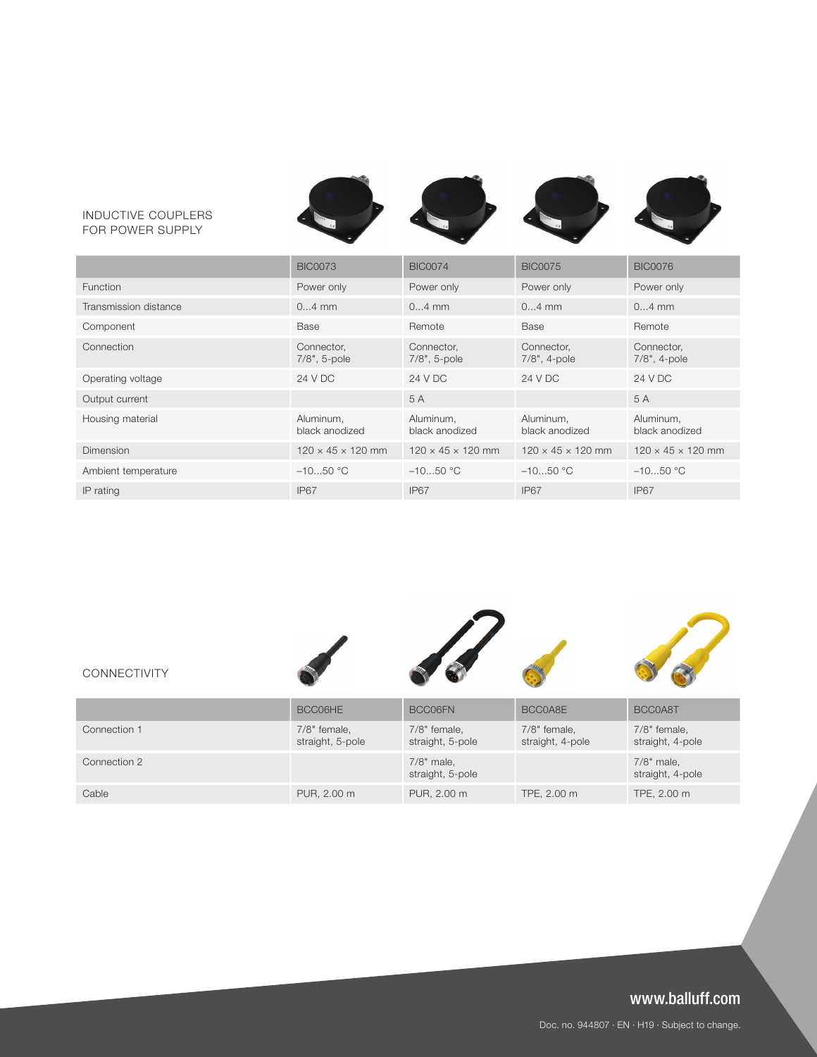## INDUCTIVE COUPLERS FOR POWER SUPPLY

| | BIC0073 | BIC0074 | BIC0075 | BIC0076 |
|---|---|---|---|---|
| Function | Power only | Power only | Power only | Power only |
| Transmission distance | 0...4 mm | 0...4 mm | 0...4 mm | 0...4 mm |
| Component | Base | Remote | Base | Remote |
| Connection | Connector, 7/8", 5-pole | Connector, 7/8", 5-pole | Connector, 7/8", 4-pole | Connector, 7/8", 4-pole |
| Operating voltage | 24 V DC | 24 V DC | 24 V DC | 24 V DC |
| Output current | | 5 A | | 5 A |
| Housing material | Aluminum, black anodized | Aluminum, black anodized | Aluminum, black anodized | Aluminum, black anodized |
| Dimension | 120 × 45 × 120 mm | 120 × 45 × 120 mm | 120 × 45 × 120 mm | 120 × 45 × 120 mm |
| Ambient temperature | –10...50 °C | –10...50 °C | –10...50 °C | –10...50 °C |
| IP rating | IP67 | IP67 | IP67 | IP67 |

## CONNECTIVITY

| | BCC06HE | BCC06FN | BCC0A8E | BCC0A8T |
|---|---|---|---|---|
| Connection 1 | 7/8" female, straight, 5-pole | 7/8" female, straight, 5-pole | 7/8" female, straight, 4-pole | 7/8" female, straight, 4-pole |
| Connection 2 | | 7/8" male, straight, 5-pole | | 7/8" male, straight, 4-pole |
| Cable | PUR, 2.00 m | PUR, 2.00 m | TPE, 2.00 m | TPE, 2.00 m |

www.balluff.com

Doc. no. 944807 · EN · H19 · Subject to change.